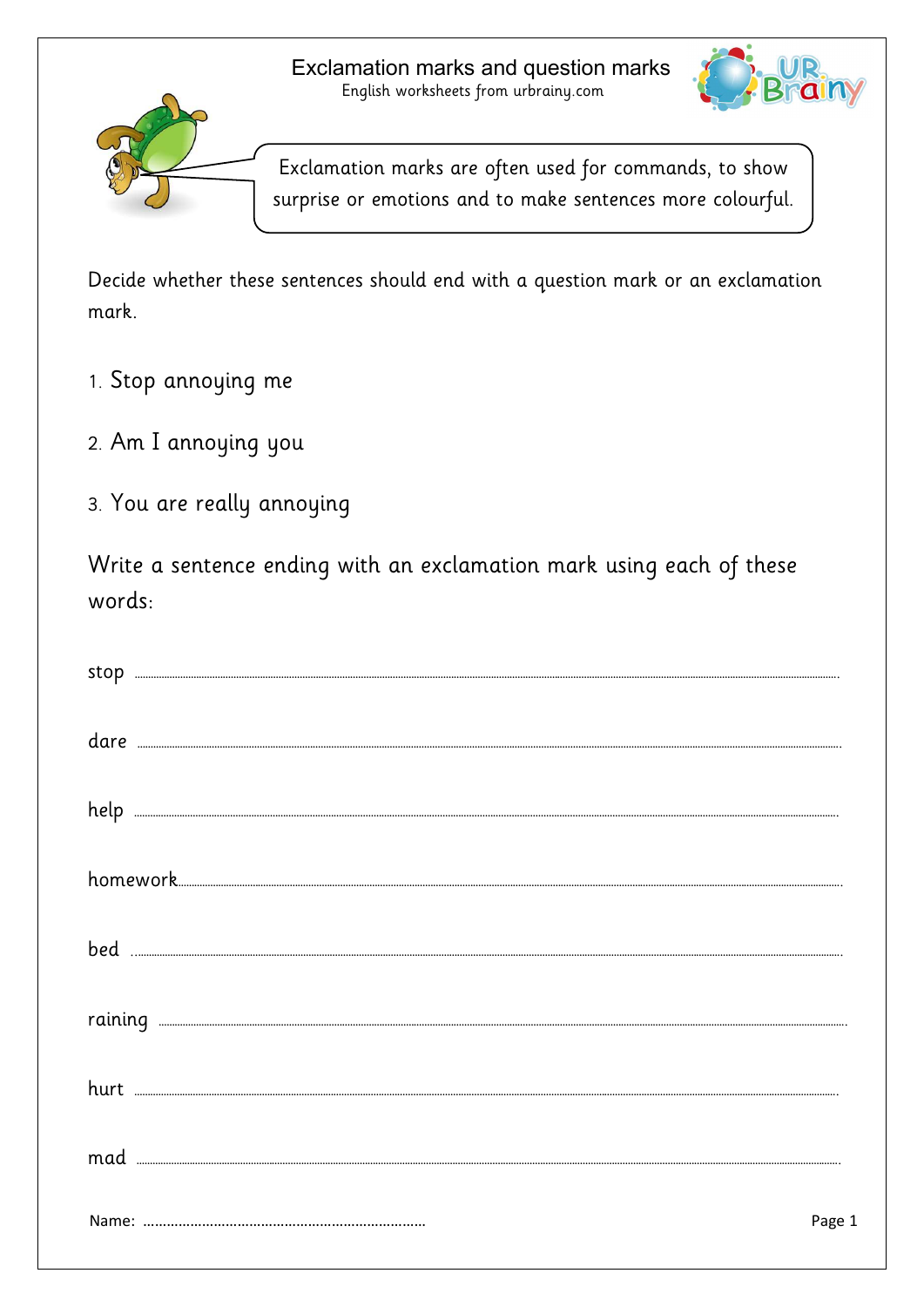# Exclamation marks and question marks

English worksheets from urbrainy.com

Exclamation marks are often used for commands, to show surprise or emotions and to make sentences more colourful.

Decide whether these sentences should end with a question mark or an exclamation mark.

1. Stop annoying me
2. Am I annoying you
3. You are really annoying

Write a sentence ending with an exclamation mark using each of these words:

stop ..............................................................................................................................

dare ..............................................................................................................................

help ..............................................................................................................................

homework.......................................................................................................................

bed ...............................................................................................................................

raining ...........................................................................................................................

hurt ...............................................................................................................................

mad ...............................................................................................................................

Name: .......................................................................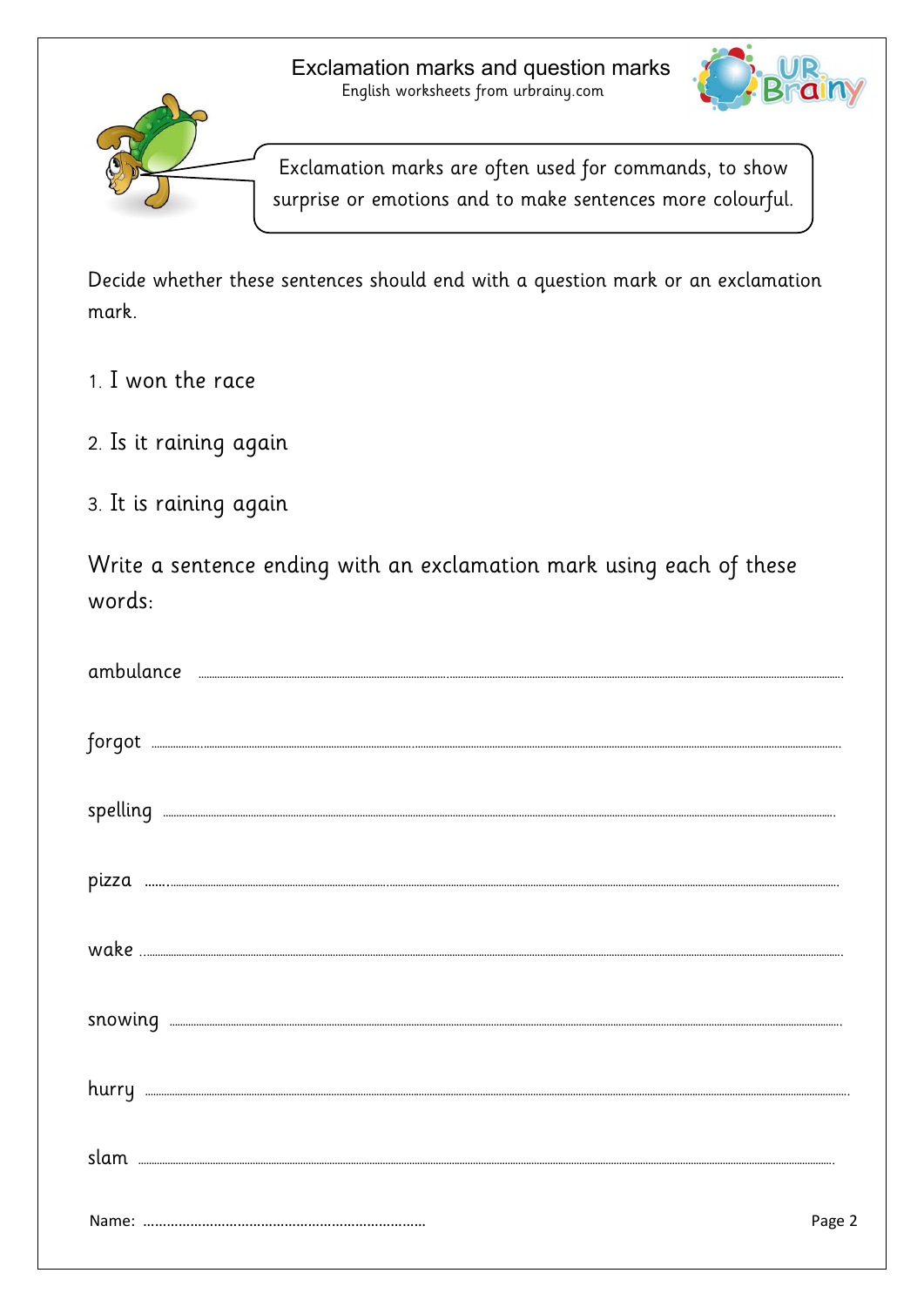# Exclamation marks and question marks

English worksheets from urbrainy.com

Exclamation marks are often used for commands, to show surprise or emotions and to make sentences more colourful.

Decide whether these sentences should end with a question mark or an exclamation mark.

1. I won the race
2. Is it raining again
3. It is raining again

Write a sentence ending with an exclamation mark using each of these words:

ambulance ..........................................................................................

forgot ..........................................................................................

spelling ..........................................................................................

pizza ..........................................................................................

wake ..........................................................................................

snowing ..........................................................................................

hurry ..........................................................................................

slam ..........................................................................................

Name: ..........................................................................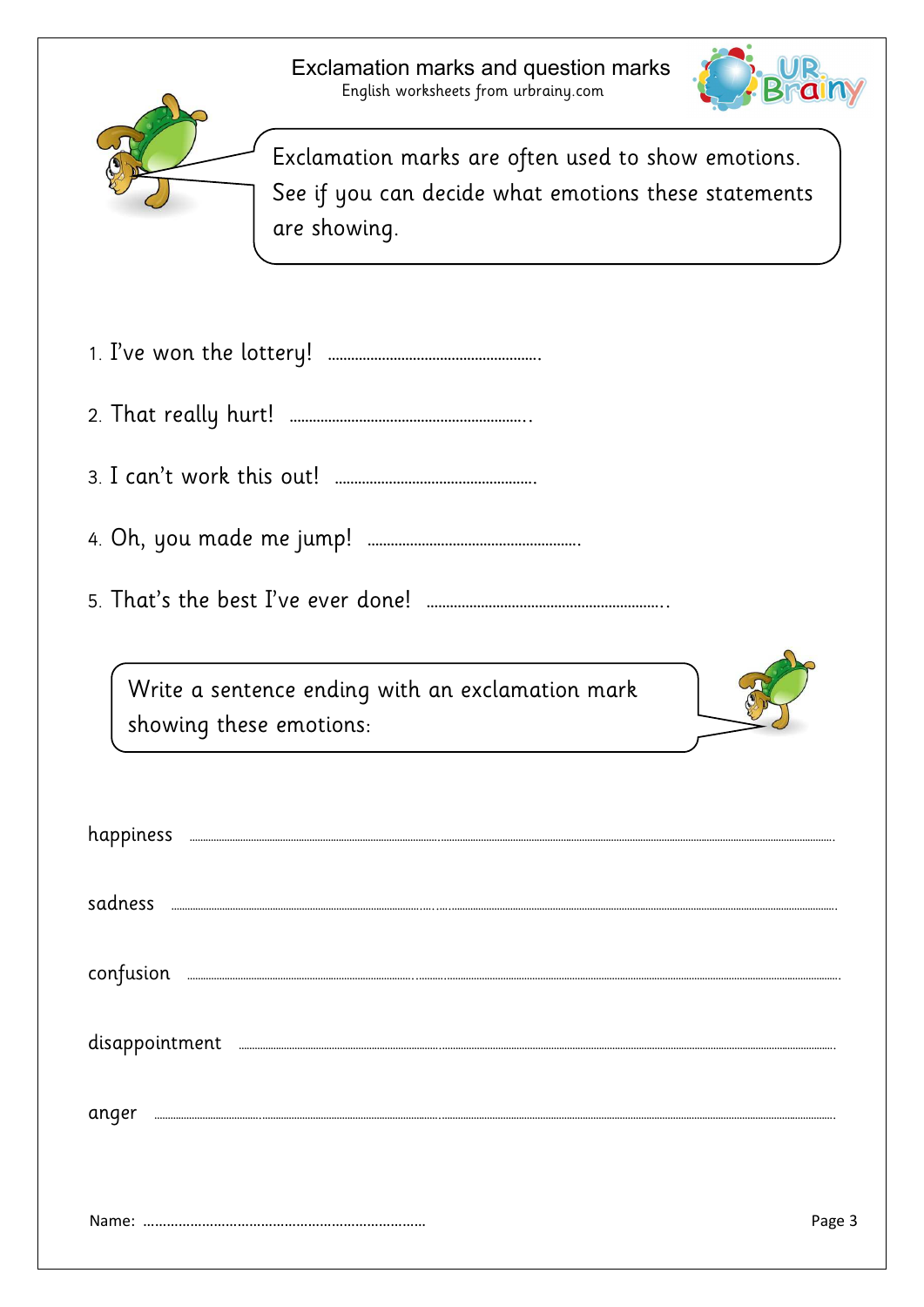# Exclamation marks and question marks

English worksheets from urbrainy.com

Exclamation marks are often used to show emotions. See if you can decide what emotions these statements are showing.

1. I've won the lottery! ..........................................................
2. That really hurt! ..........................................................
3. I can't work this out! ..........................................................
4. Oh, you made me jump! ..........................................................
5. That's the best I've ever done! ..........................................................

Write a sentence ending with an exclamation mark showing these emotions:

happiness ..........................................................

sadness ..........................................................

confusion ..........................................................

disappointment ..........................................................

anger ..........................................................

Name: ..........................................................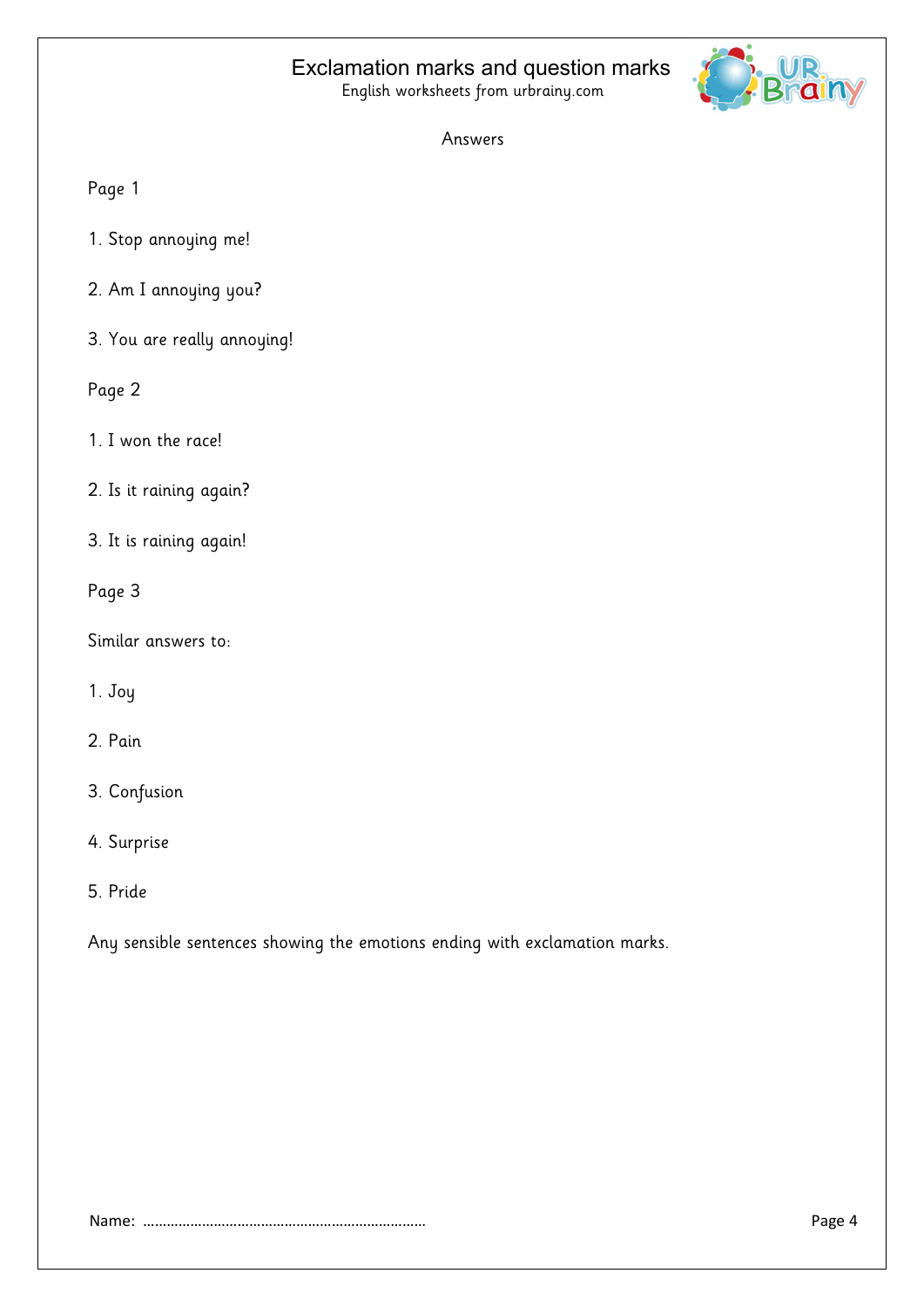# Exclamation marks and question marks

English worksheets from urbrainy.com

Answers

Page 1

1. Stop annoying me!

2. Am I annoying you?

3. You are really annoying!

Page 2

1. I won the race!

2. Is it raining again?

3. It is raining again!

Page 3

Similar answers to:

1. Joy

2. Pain

3. Confusion

4. Surprise

5. Pride

Any sensible sentences showing the emotions ending with exclamation marks.

Name: ……………………………………………………………